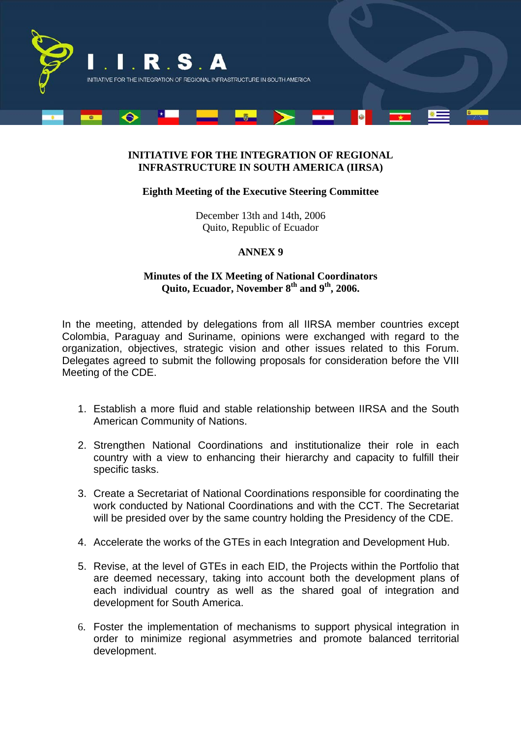# INITIATIVE FOR THE INTEGRATION OF REGIONAL INFRASTRUCTURE IN SOUTH AMERICA (IIRSA)

## Eighth Meeting of the Executive Steering Committee

December 13th and 14th, 2006
Quito, Republic of Ecuador

## ANNEX 9

### Minutes of the IX Meeting of National Coordinators
### Quito, Ecuador, November 8th and 9th, 2006.

In the meeting, attended by delegations from all IIRSA member countries except Colombia, Paraguay and Suriname, opinions were exchanged with regard to the organization, objectives, strategic vision and other issues related to this Forum. Delegates agreed to submit the following proposals for consideration before the VIII Meeting of the CDE.

1. Establish a more fluid and stable relationship between IIRSA and the South American Community of Nations.

2. Strengthen National Coordinations and institutionalize their role in each country with a view to enhancing their hierarchy and capacity to fulfill their specific tasks.

3. Create a Secretariat of National Coordinations responsible for coordinating the work conducted by National Coordinations and with the CCT. The Secretariat will be presided over by the same country holding the Presidency of the CDE.

4. Accelerate the works of the GTEs in each Integration and Development Hub.

5. Revise, at the level of GTEs in each EID, the Projects within the Portfolio that are deemed necessary, taking into account both the development plans of each individual country as well as the shared goal of integration and development for South America.

6. Foster the implementation of mechanisms to support physical integration in order to minimize regional asymmetries and promote balanced territorial development.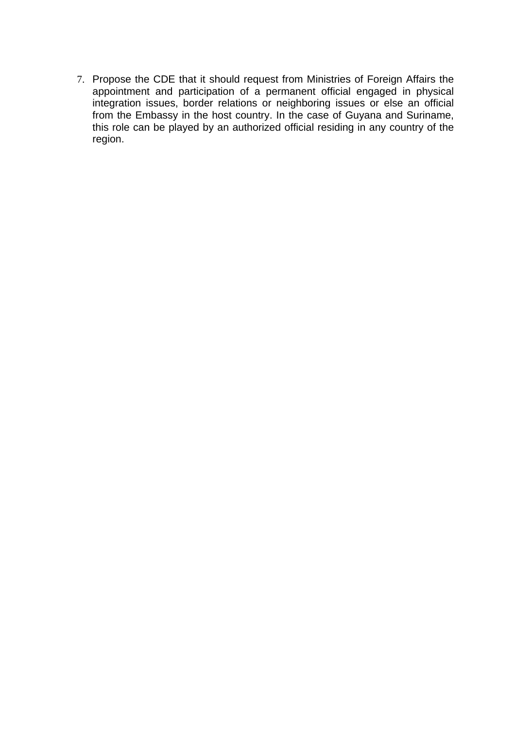7. Propose the CDE that it should request from Ministries of Foreign Affairs the appointment and participation of a permanent official engaged in physical integration issues, border relations or neighboring issues or else an official from the Embassy in the host country. In the case of Guyana and Suriname, this role can be played by an authorized official residing in any country of the region.